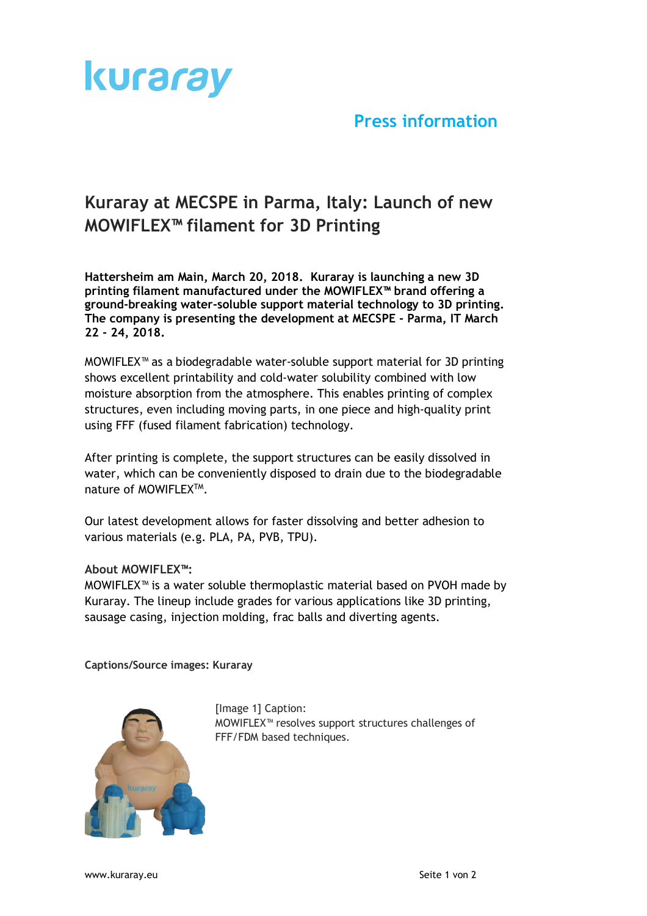# Press information

## Kuraray at MECSPE in Parma, Italy: Launch of new MOWIFLEX™ filament for 3D Printing

**Hattersheim am Main, March 20, 2018. Kuraray is launching a new 3D printing filament manufactured under the MOWIFLEX™ brand offering a ground-breaking water-soluble support material technology to 3D printing. The company is presenting the development at MECSPE - Parma, IT March 22 - 24, 2018.**

MOWIFLEX™ as a biodegradable water-soluble support material for 3D printing shows excellent printability and cold-water solubility combined with low moisture absorption from the atmosphere. This enables printing of complex structures, even including moving parts, in one piece and high-quality print using FFF (fused filament fabrication) technology.

After printing is complete, the support structures can be easily dissolved in water, which can be conveniently disposed to drain due to the biodegradable nature of MOWIFLEX™.

Our latest development allows for faster dissolving and better adhesion to various materials (e.g. PLA, PA, PVB, TPU).

**About MOWIFLEX™:**
MOWIFLEX™ is a water soluble thermoplastic material based on PVOH made by Kuraray. The lineup include grades for various applications like 3D printing, sausage casing, injection molding, frac balls and diverting agents.

**Captions/Source images: Kuraray**

[Image 1] Caption:
MOWIFLEX™ resolves support structures challenges of FFF/FDM based techniques.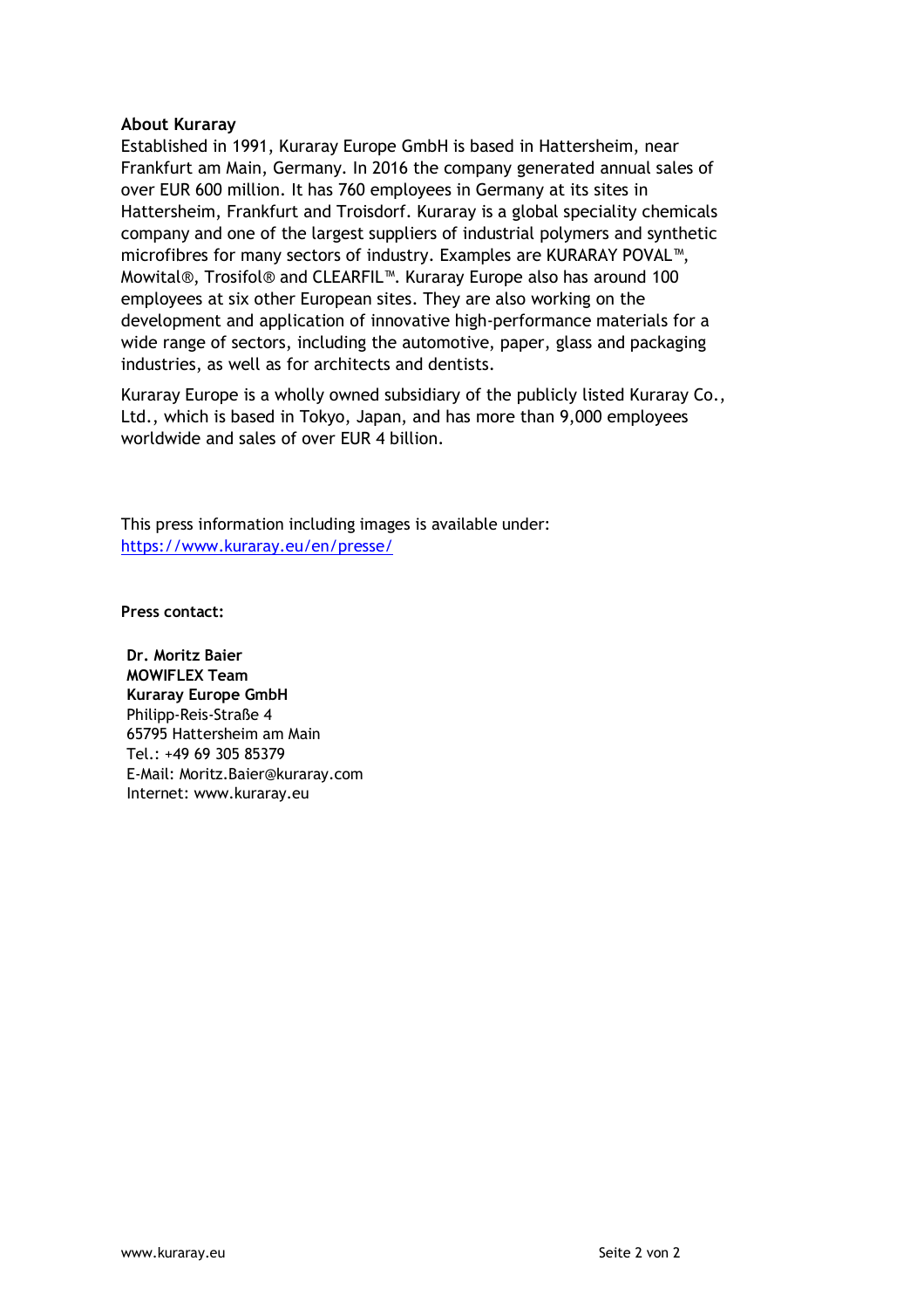**About Kuraray**

Established in 1991, Kuraray Europe GmbH is based in Hattersheim, near Frankfurt am Main, Germany. In 2016 the company generated annual sales of over EUR 600 million. It has 760 employees in Germany at its sites in Hattersheim, Frankfurt and Troisdorf. Kuraray is a global speciality chemicals company and one of the largest suppliers of industrial polymers and synthetic microfibres for many sectors of industry. Examples are KURARAY POVAL™, Mowital®, Trosifol® and CLEARFIL™. Kuraray Europe also has around 100 employees at six other European sites. They are also working on the development and application of innovative high-performance materials for a wide range of sectors, including the automotive, paper, glass and packaging industries, as well as for architects and dentists.

Kuraray Europe is a wholly owned subsidiary of the publicly listed Kuraray Co., Ltd., which is based in Tokyo, Japan, and has more than 9,000 employees worldwide and sales of over EUR 4 billion.

This press information including images is available under:
https://www.kuraray.eu/en/presse/

**Press contact:**

**Dr. Moritz Baier**
**MOWIFLEX Team**
**Kuraray Europe GmbH**
Philipp-Reis-Straße 4
65795 Hattersheim am Main
Tel.: +49 69 305 85379
E-Mail: Moritz.Baier@kuraray.com
Internet: www.kuraray.eu